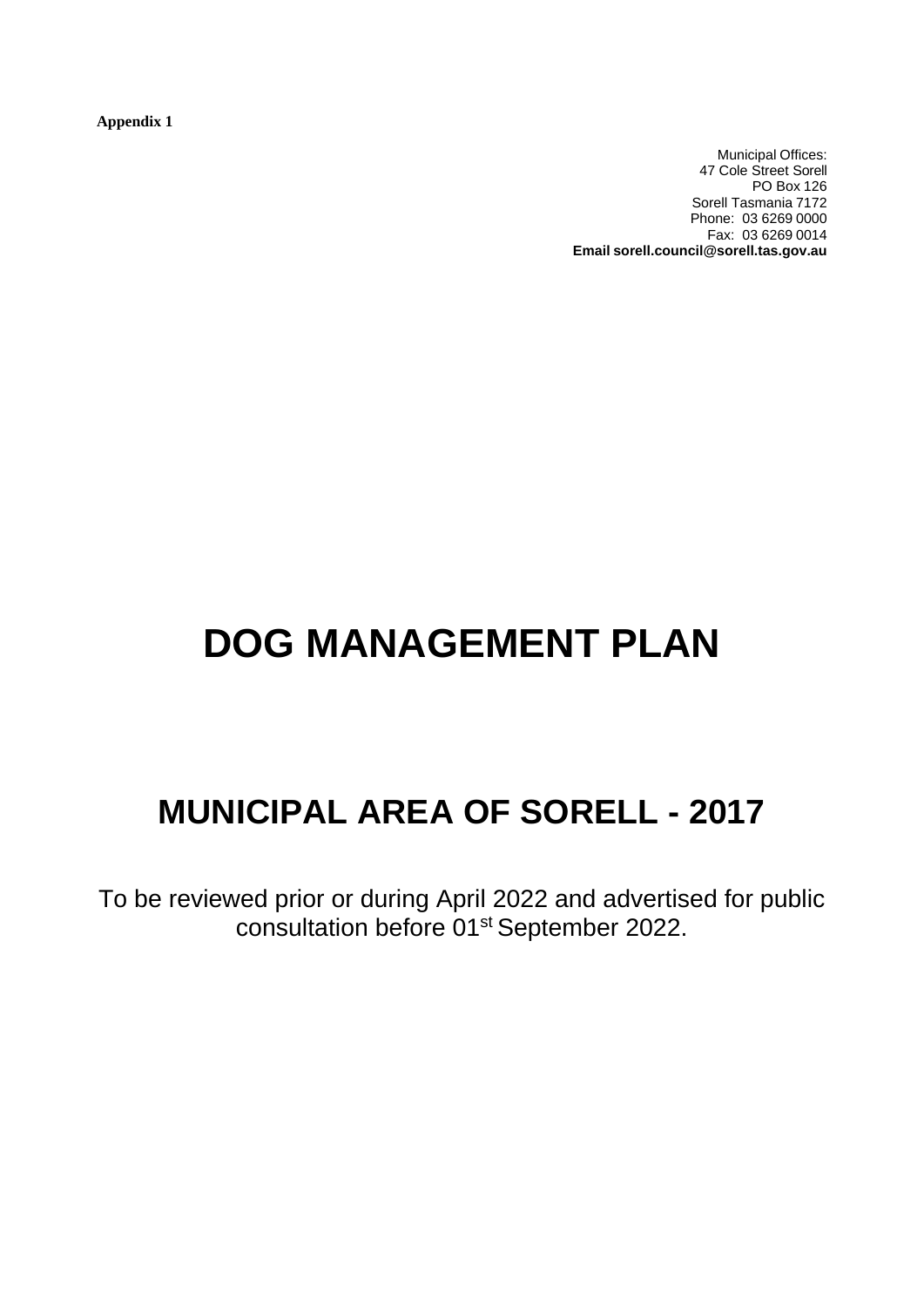**Appendix 1**

Municipal Offices:
47 Cole Street Sorell
PO Box 126
Sorell Tasmania 7172
Phone: 03 6269 0000
Fax: 03 6269 0014
**Email sorell.council@sorell.tas.gov.au**

# DOG MANAGEMENT PLAN

## MUNICIPAL AREA OF SORELL - 2017

To be reviewed prior or during April 2022 and advertised for public consultation before 01st September 2022.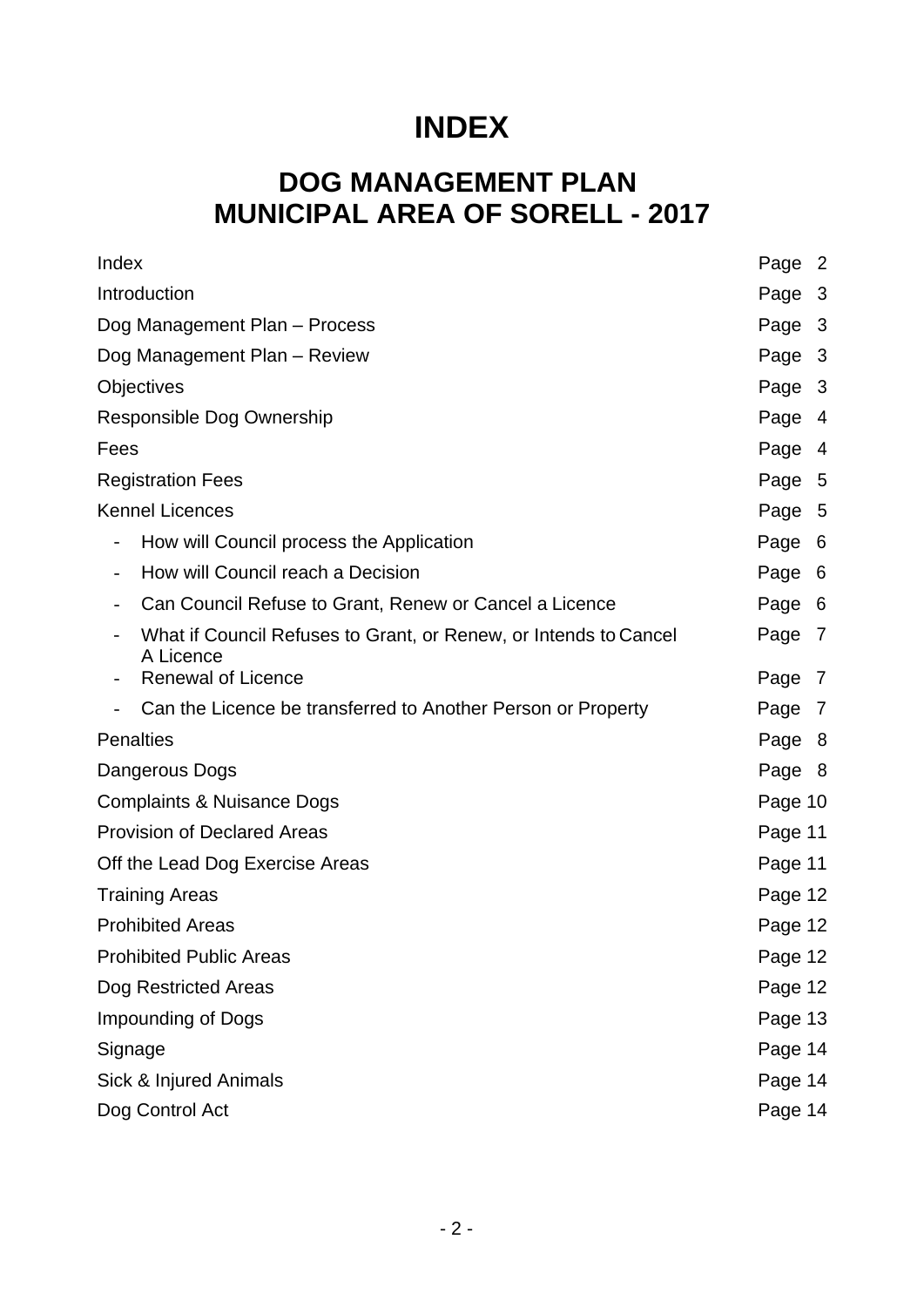# INDEX

## DOG MANAGEMENT PLAN
## MUNICIPAL AREA OF SORELL - 2017

| | |
|---|---|
| Index | Page 2 |
| Introduction | Page 3 |
| Dog Management Plan – Process | Page 3 |
| Dog Management Plan – Review | Page 3 |
| Objectives | Page 3 |
| Responsible Dog Ownership | Page 4 |
| Fees | Page 4 |
| Registration Fees | Page 5 |
| Kennel Licences | Page 5 |
| - How will Council process the Application | Page 6 |
| - How will Council reach a Decision | Page 6 |
| - Can Council Refuse to Grant, Renew or Cancel a Licence | Page 6 |
| - What if Council Refuses to Grant, or Renew, or Intends to Cancel A Licence | Page 7 |
| - Renewal of Licence | Page 7 |
| - Can the Licence be transferred to Another Person or Property | Page 7 |
| Penalties | Page 8 |
| Dangerous Dogs | Page 8 |
| Complaints & Nuisance Dogs | Page 10 |
| Provision of Declared Areas | Page 11 |
| Off the Lead Dog Exercise Areas | Page 11 |
| Training Areas | Page 12 |
| Prohibited Areas | Page 12 |
| Prohibited Public Areas | Page 12 |
| Dog Restricted Areas | Page 12 |
| Impounding of Dogs | Page 13 |
| Signage | Page 14 |
| Sick & Injured Animals | Page 14 |
| Dog Control Act | Page 14 |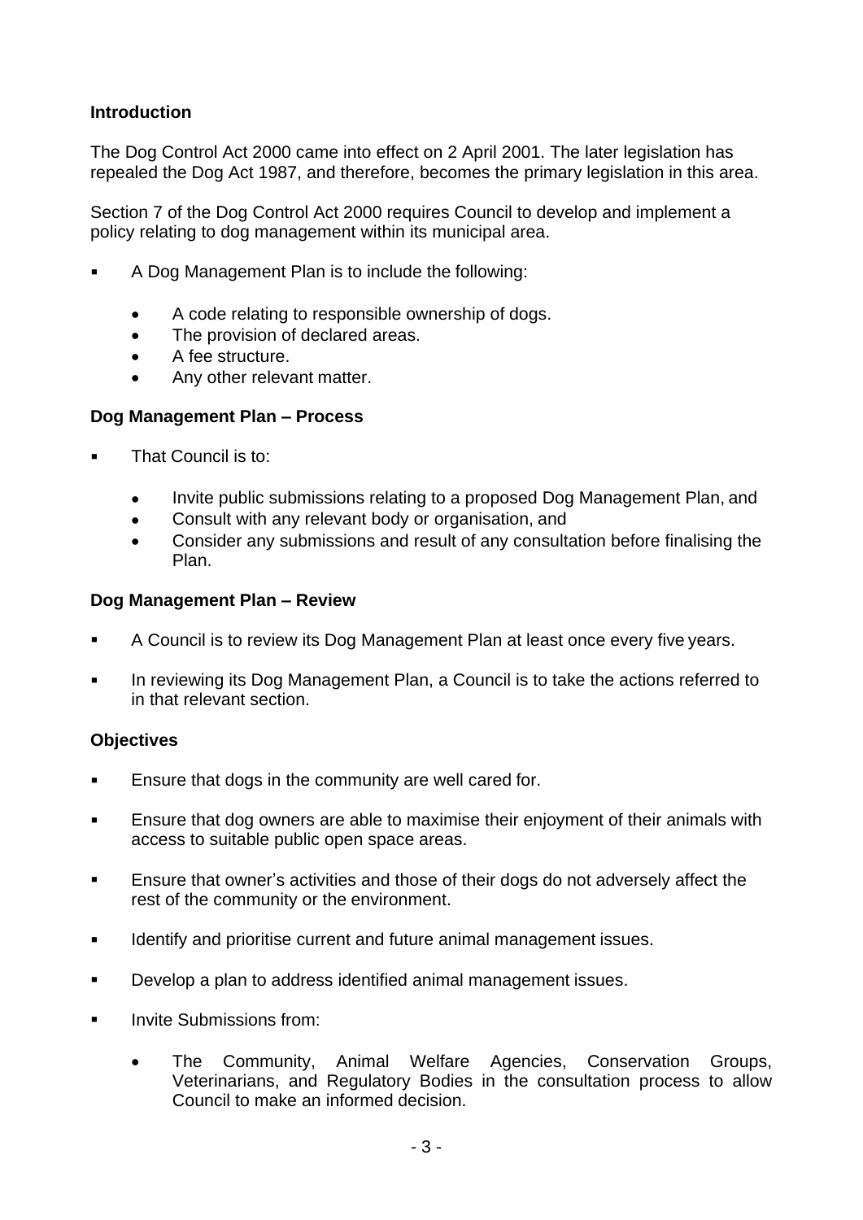## Introduction

The Dog Control Act 2000 came into effect on 2 April 2001. The later legislation has repealed the Dog Act 1987, and therefore, becomes the primary legislation in this area.

Section 7 of the Dog Control Act 2000 requires Council to develop and implement a policy relating to dog management within its municipal area.

- A Dog Management Plan is to include the following:
  - A code relating to responsible ownership of dogs.
  - The provision of declared areas.
  - A fee structure.
  - Any other relevant matter.

## Dog Management Plan – Process

- That Council is to:
  - Invite public submissions relating to a proposed Dog Management Plan, and
  - Consult with any relevant body or organisation, and
  - Consider any submissions and result of any consultation before finalising the Plan.

## Dog Management Plan – Review

- A Council is to review its Dog Management Plan at least once every five years.
- In reviewing its Dog Management Plan, a Council is to take the actions referred to in that relevant section.

## Objectives

- Ensure that dogs in the community are well cared for.
- Ensure that dog owners are able to maximise their enjoyment of their animals with access to suitable public open space areas.
- Ensure that owner's activities and those of their dogs do not adversely affect the rest of the community or the environment.
- Identify and prioritise current and future animal management issues.
- Develop a plan to address identified animal management issues.
- Invite Submissions from:
  - The Community, Animal Welfare Agencies, Conservation Groups, Veterinarians, and Regulatory Bodies in the consultation process to allow Council to make an informed decision.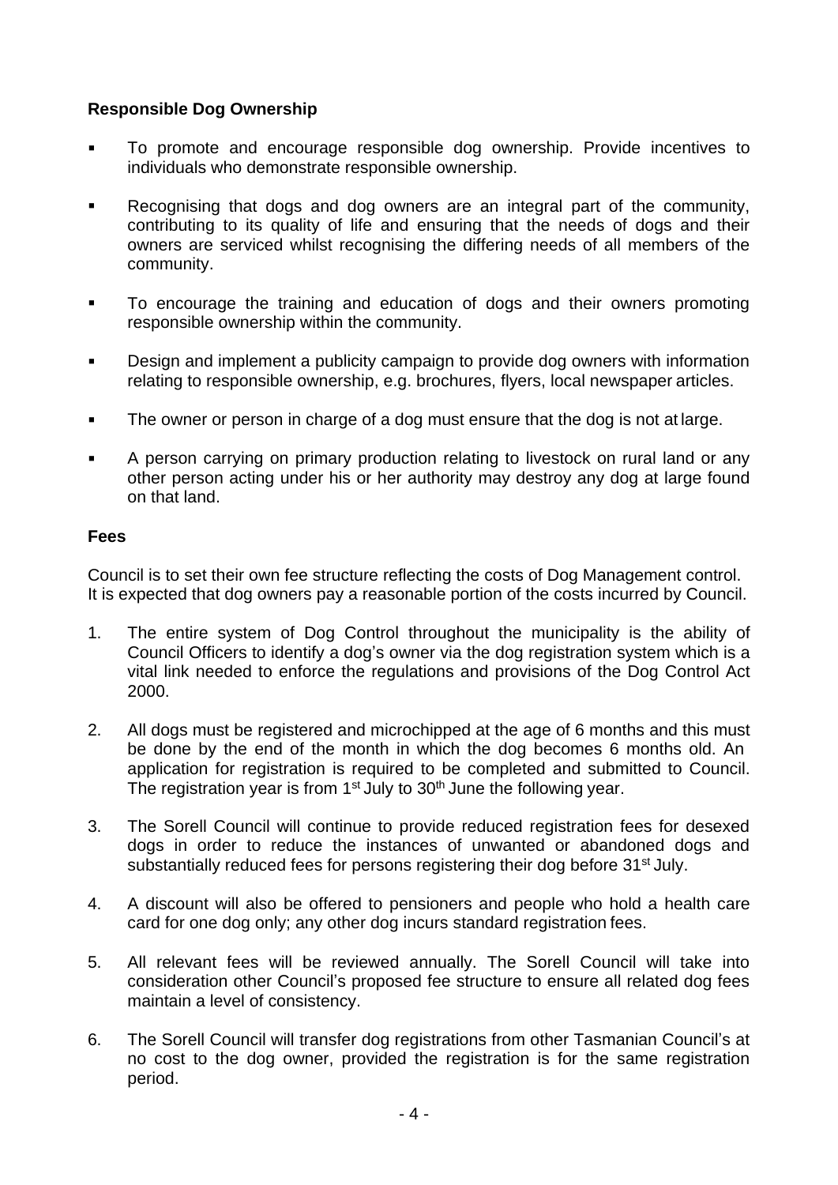**Responsible Dog Ownership**

- To promote and encourage responsible dog ownership. Provide incentives to individuals who demonstrate responsible ownership.
- Recognising that dogs and dog owners are an integral part of the community, contributing to its quality of life and ensuring that the needs of dogs and their owners are serviced whilst recognising the differing needs of all members of the community.
- To encourage the training and education of dogs and their owners promoting responsible ownership within the community.
- Design and implement a publicity campaign to provide dog owners with information relating to responsible ownership, e.g. brochures, flyers, local newspaper articles.
- The owner or person in charge of a dog must ensure that the dog is not at large.
- A person carrying on primary production relating to livestock on rural land or any other person acting under his or her authority may destroy any dog at large found on that land.

**Fees**

Council is to set their own fee structure reflecting the costs of Dog Management control. It is expected that dog owners pay a reasonable portion of the costs incurred by Council.

1. The entire system of Dog Control throughout the municipality is the ability of Council Officers to identify a dog's owner via the dog registration system which is a vital link needed to enforce the regulations and provisions of the Dog Control Act 2000.
2. All dogs must be registered and microchipped at the age of 6 months and this must be done by the end of the month in which the dog becomes 6 months old. An application for registration is required to be completed and submitted to Council. The registration year is from 1st July to 30th June the following year.
3. The Sorell Council will continue to provide reduced registration fees for desexed dogs in order to reduce the instances of unwanted or abandoned dogs and substantially reduced fees for persons registering their dog before 31st July.
4. A discount will also be offered to pensioners and people who hold a health care card for one dog only; any other dog incurs standard registration fees.
5. All relevant fees will be reviewed annually. The Sorell Council will take into consideration other Council's proposed fee structure to ensure all related dog fees maintain a level of consistency.
6. The Sorell Council will transfer dog registrations from other Tasmanian Council's at no cost to the dog owner, provided the registration is for the same registration period.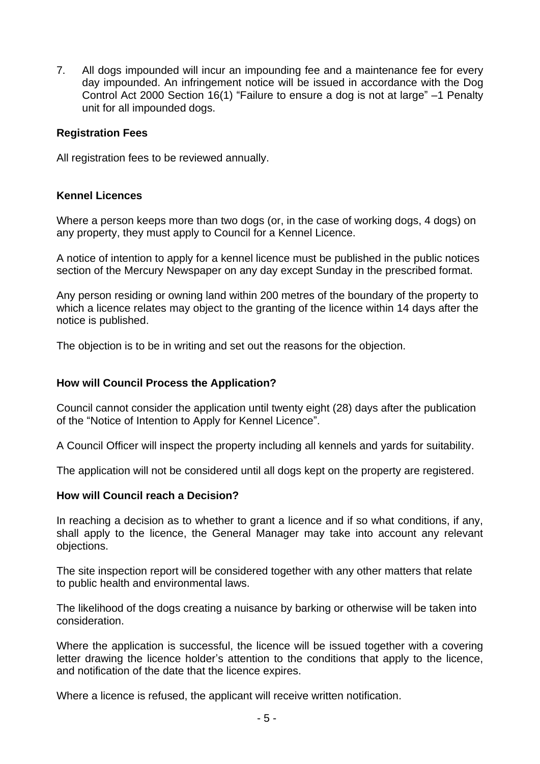7. All dogs impounded will incur an impounding fee and a maintenance fee for every day impounded. An infringement notice will be issued in accordance with the Dog Control Act 2000 Section 16(1) "Failure to ensure a dog is not at large" –1 Penalty unit for all impounded dogs.

**Registration Fees**

All registration fees to be reviewed annually.

**Kennel Licences**

Where a person keeps more than two dogs (or, in the case of working dogs, 4 dogs) on any property, they must apply to Council for a Kennel Licence.

A notice of intention to apply for a kennel licence must be published in the public notices section of the Mercury Newspaper on any day except Sunday in the prescribed format.

Any person residing or owning land within 200 metres of the boundary of the property to which a licence relates may object to the granting of the licence within 14 days after the notice is published.

The objection is to be in writing and set out the reasons for the objection.

**How will Council Process the Application?**

Council cannot consider the application until twenty eight (28) days after the publication of the "Notice of Intention to Apply for Kennel Licence".

A Council Officer will inspect the property including all kennels and yards for suitability.

The application will not be considered until all dogs kept on the property are registered.

**How will Council reach a Decision?**

In reaching a decision as to whether to grant a licence and if so what conditions, if any, shall apply to the licence, the General Manager may take into account any relevant objections.

The site inspection report will be considered together with any other matters that relate to public health and environmental laws.

The likelihood of the dogs creating a nuisance by barking or otherwise will be taken into consideration.

Where the application is successful, the licence will be issued together with a covering letter drawing the licence holder's attention to the conditions that apply to the licence, and notification of the date that the licence expires.

Where a licence is refused, the applicant will receive written notification.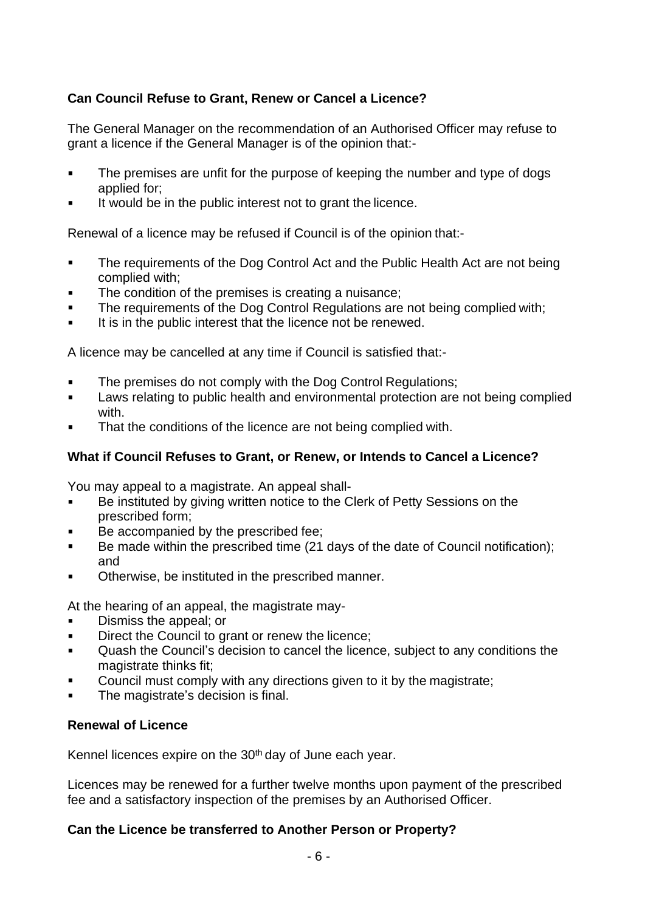**Can Council Refuse to Grant, Renew or Cancel a Licence?**

The General Manager on the recommendation of an Authorised Officer may refuse to grant a licence if the General Manager is of the opinion that:-

- The premises are unfit for the purpose of keeping the number and type of dogs applied for;
- It would be in the public interest not to grant the licence.

Renewal of a licence may be refused if Council is of the opinion that:-

- The requirements of the Dog Control Act and the Public Health Act are not being complied with;
- The condition of the premises is creating a nuisance;
- The requirements of the Dog Control Regulations are not being complied with;
- It is in the public interest that the licence not be renewed.

A licence may be cancelled at any time if Council is satisfied that:-

- The premises do not comply with the Dog Control Regulations;
- Laws relating to public health and environmental protection are not being complied with.
- That the conditions of the licence are not being complied with.

**What if Council Refuses to Grant, or Renew, or Intends to Cancel a Licence?**

You may appeal to a magistrate. An appeal shall-

- Be instituted by giving written notice to the Clerk of Petty Sessions on the prescribed form;
- Be accompanied by the prescribed fee;
- Be made within the prescribed time (21 days of the date of Council notification); and
- Otherwise, be instituted in the prescribed manner.

At the hearing of an appeal, the magistrate may-

- Dismiss the appeal; or
- Direct the Council to grant or renew the licence;
- Quash the Council's decision to cancel the licence, subject to any conditions the magistrate thinks fit;
- Council must comply with any directions given to it by the magistrate;
- The magistrate's decision is final.

**Renewal of Licence**

Kennel licences expire on the 30th day of June each year.

Licences may be renewed for a further twelve months upon payment of the prescribed fee and a satisfactory inspection of the premises by an Authorised Officer.

**Can the Licence be transferred to Another Person or Property?**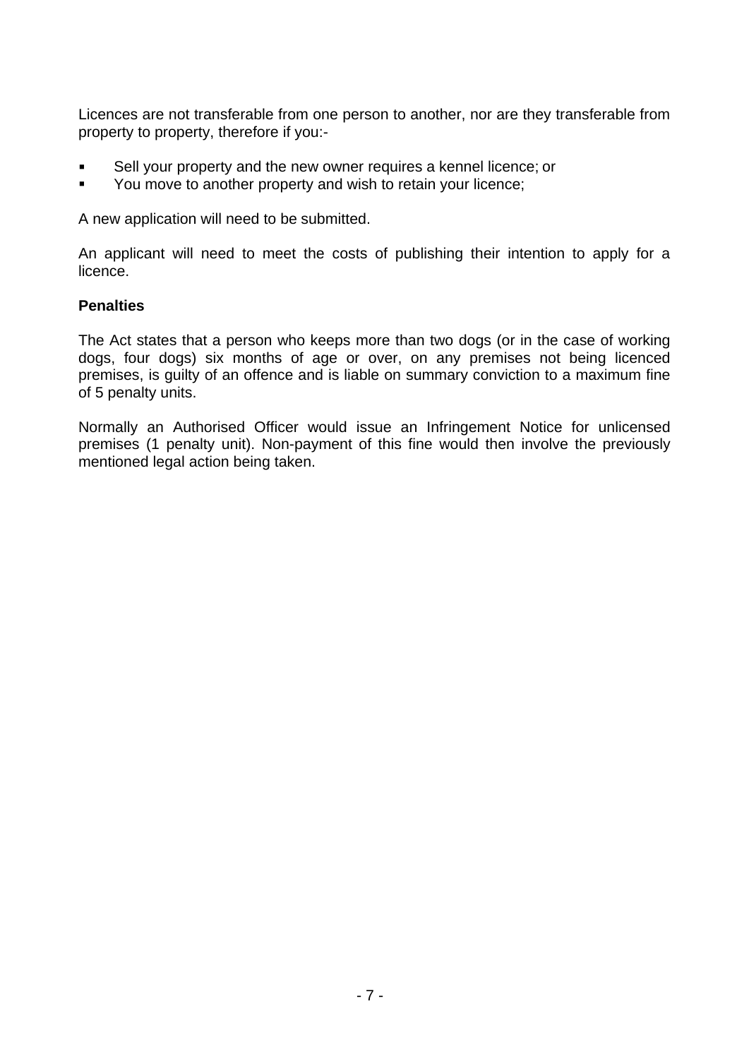Licences are not transferable from one person to another, nor are they transferable from property to property, therefore if you:-

- Sell your property and the new owner requires a kennel licence; or
- You move to another property and wish to retain your licence;

A new application will need to be submitted.

An applicant will need to meet the costs of publishing their intention to apply for a licence.

**Penalties**

The Act states that a person who keeps more than two dogs (or in the case of working dogs, four dogs) six months of age or over, on any premises not being licenced premises, is guilty of an offence and is liable on summary conviction to a maximum fine of 5 penalty units.

Normally an Authorised Officer would issue an Infringement Notice for unlicensed premises (1 penalty unit). Non-payment of this fine would then involve the previously mentioned legal action being taken.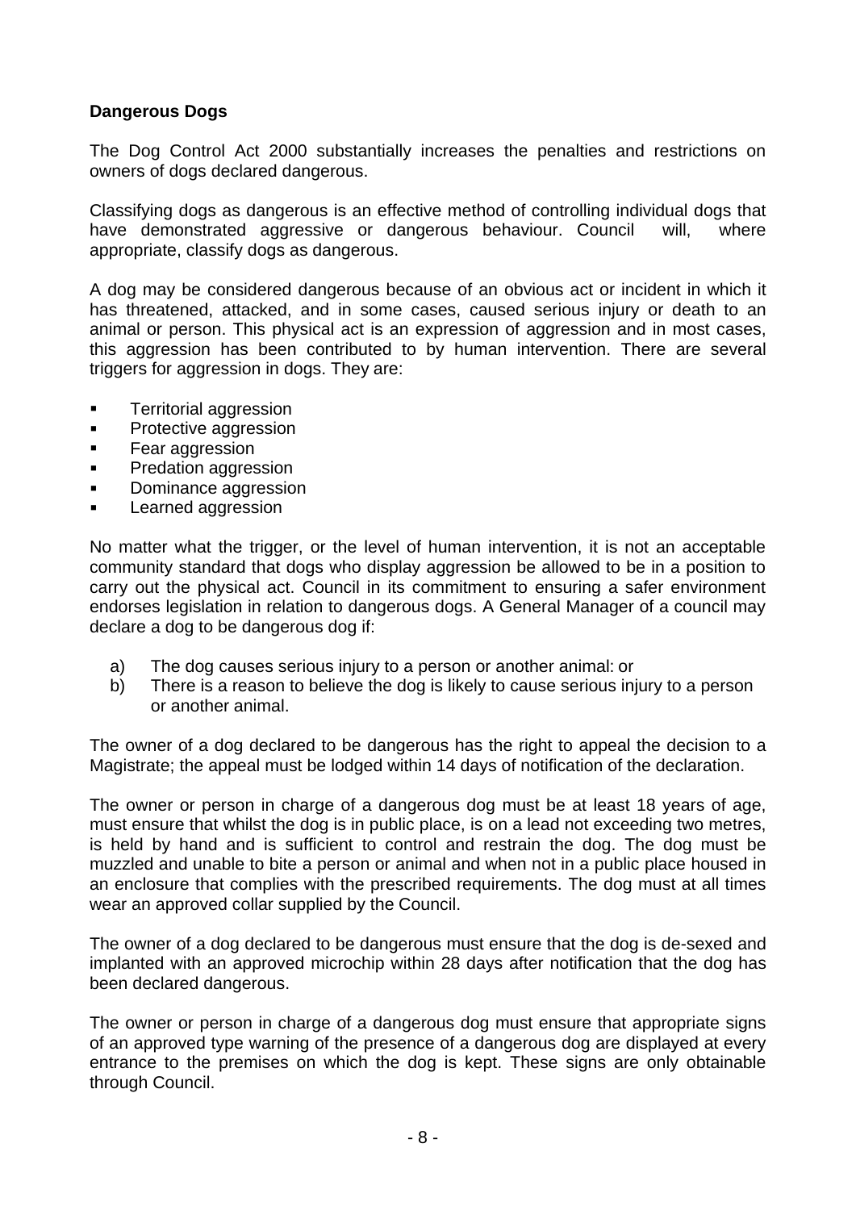**Dangerous Dogs**

The Dog Control Act 2000 substantially increases the penalties and restrictions on owners of dogs declared dangerous.

Classifying dogs as dangerous is an effective method of controlling individual dogs that have demonstrated aggressive or dangerous behaviour. Council will, where appropriate, classify dogs as dangerous.

A dog may be considered dangerous because of an obvious act or incident in which it has threatened, attacked, and in some cases, caused serious injury or death to an animal or person. This physical act is an expression of aggression and in most cases, this aggression has been contributed to by human intervention. There are several triggers for aggression in dogs. They are:

- Territorial aggression
- Protective aggression
- Fear aggression
- Predation aggression
- Dominance aggression
- Learned aggression

No matter what the trigger, or the level of human intervention, it is not an acceptable community standard that dogs who display aggression be allowed to be in a position to carry out the physical act. Council in its commitment to ensuring a safer environment endorses legislation in relation to dangerous dogs. A General Manager of a council may declare a dog to be dangerous dog if:

a) The dog causes serious injury to a person or another animal: or
b) There is a reason to believe the dog is likely to cause serious injury to a person or another animal.

The owner of a dog declared to be dangerous has the right to appeal the decision to a Magistrate; the appeal must be lodged within 14 days of notification of the declaration.

The owner or person in charge of a dangerous dog must be at least 18 years of age, must ensure that whilst the dog is in public place, is on a lead not exceeding two metres, is held by hand and is sufficient to control and restrain the dog. The dog must be muzzled and unable to bite a person or animal and when not in a public place housed in an enclosure that complies with the prescribed requirements. The dog must at all times wear an approved collar supplied by the Council.

The owner of a dog declared to be dangerous must ensure that the dog is de-sexed and implanted with an approved microchip within 28 days after notification that the dog has been declared dangerous.

The owner or person in charge of a dangerous dog must ensure that appropriate signs of an approved type warning of the presence of a dangerous dog are displayed at every entrance to the premises on which the dog is kept. These signs are only obtainable through Council.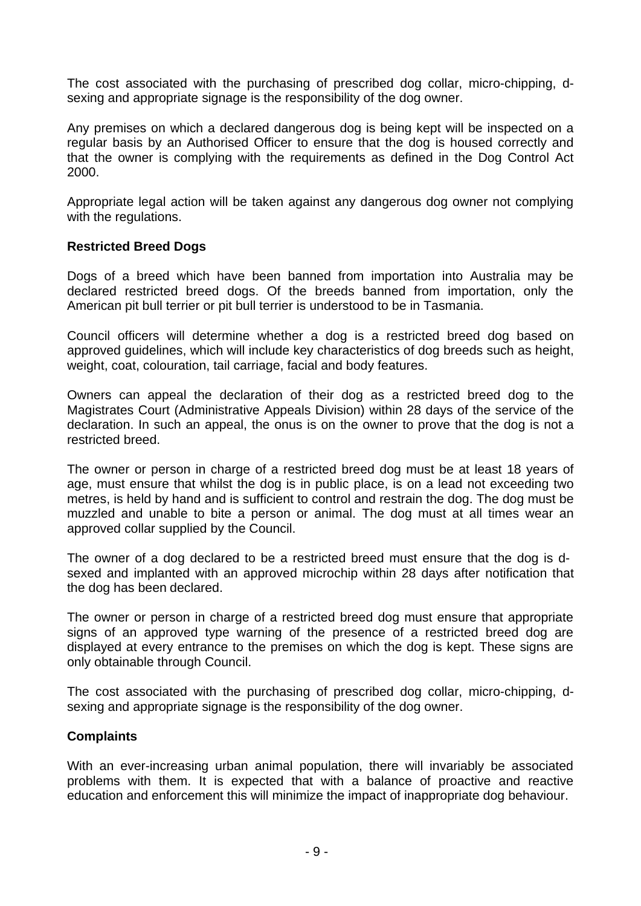The cost associated with the purchasing of prescribed dog collar, micro-chipping, d-sexing and appropriate signage is the responsibility of the dog owner.

Any premises on which a declared dangerous dog is being kept will be inspected on a regular basis by an Authorised Officer to ensure that the dog is housed correctly and that the owner is complying with the requirements as defined in the Dog Control Act 2000.

Appropriate legal action will be taken against any dangerous dog owner not complying with the regulations.

### Restricted Breed Dogs

Dogs of a breed which have been banned from importation into Australia may be declared restricted breed dogs. Of the breeds banned from importation, only the American pit bull terrier or pit bull terrier is understood to be in Tasmania.

Council officers will determine whether a dog is a restricted breed dog based on approved guidelines, which will include key characteristics of dog breeds such as height, weight, coat, colouration, tail carriage, facial and body features.

Owners can appeal the declaration of their dog as a restricted breed dog to the Magistrates Court (Administrative Appeals Division) within 28 days of the service of the declaration. In such an appeal, the onus is on the owner to prove that the dog is not a restricted breed.

The owner or person in charge of a restricted breed dog must be at least 18 years of age, must ensure that whilst the dog is in public place, is on a lead not exceeding two metres, is held by hand and is sufficient to control and restrain the dog. The dog must be muzzled and unable to bite a person or animal. The dog must at all times wear an approved collar supplied by the Council.

The owner of a dog declared to be a restricted breed must ensure that the dog is d-sexed and implanted with an approved microchip within 28 days after notification that the dog has been declared.

The owner or person in charge of a restricted breed dog must ensure that appropriate signs of an approved type warning of the presence of a restricted breed dog are displayed at every entrance to the premises on which the dog is kept. These signs are only obtainable through Council.

The cost associated with the purchasing of prescribed dog collar, micro-chipping, d-sexing and appropriate signage is the responsibility of the dog owner.

### Complaints

With an ever-increasing urban animal population, there will invariably be associated problems with them. It is expected that with a balance of proactive and reactive education and enforcement this will minimize the impact of inappropriate dog behaviour.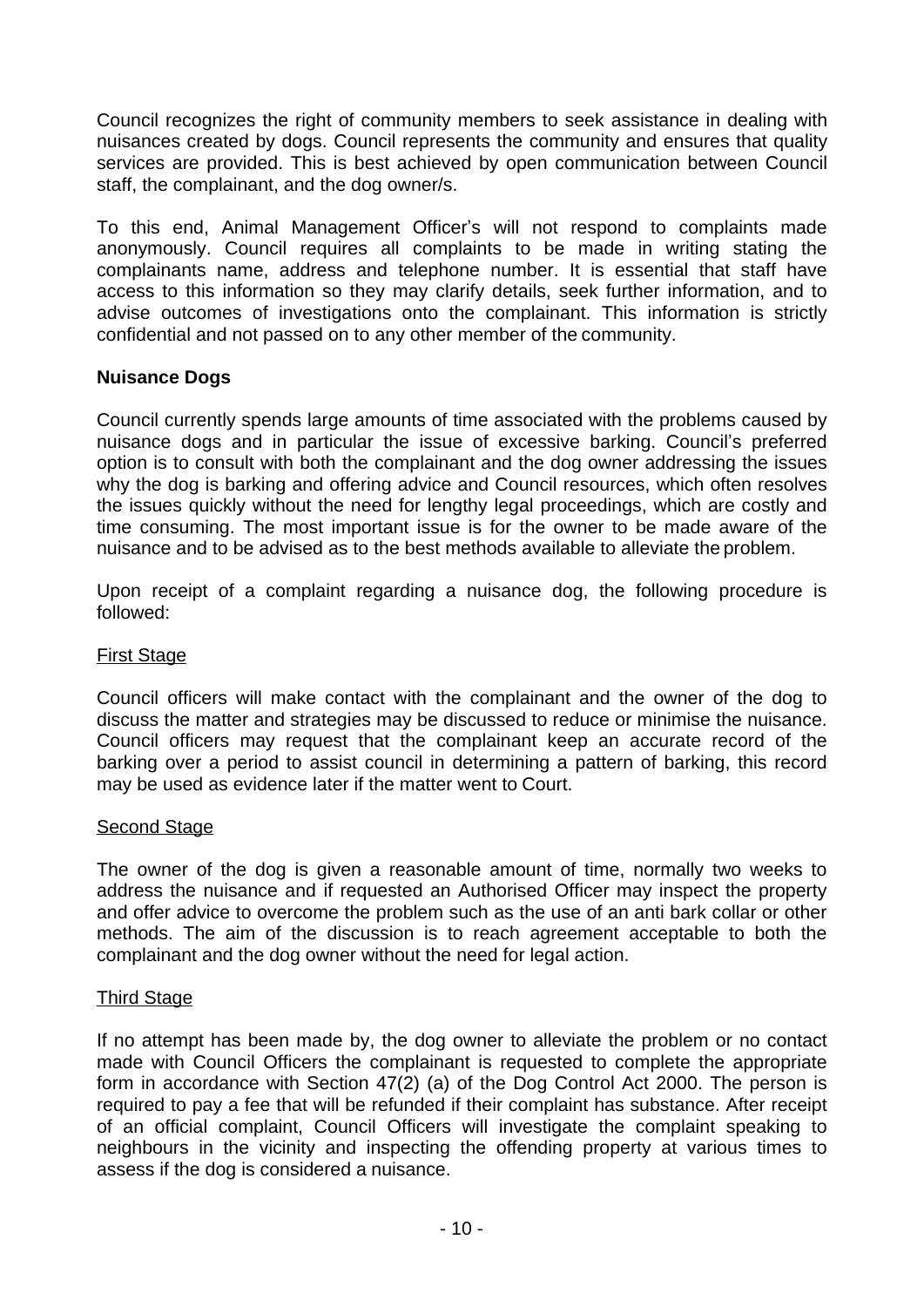Council recognizes the right of community members to seek assistance in dealing with nuisances created by dogs. Council represents the community and ensures that quality services are provided. This is best achieved by open communication between Council staff, the complainant, and the dog owner/s.

To this end, Animal Management Officer's will not respond to complaints made anonymously. Council requires all complaints to be made in writing stating the complainants name, address and telephone number. It is essential that staff have access to this information so they may clarify details, seek further information, and to advise outcomes of investigations onto the complainant. This information is strictly confidential and not passed on to any other member of the community.

**Nuisance Dogs**

Council currently spends large amounts of time associated with the problems caused by nuisance dogs and in particular the issue of excessive barking. Council's preferred option is to consult with both the complainant and the dog owner addressing the issues why the dog is barking and offering advice and Council resources, which often resolves the issues quickly without the need for lengthy legal proceedings, which are costly and time consuming. The most important issue is for the owner to be made aware of the nuisance and to be advised as to the best methods available to alleviate the problem.

Upon receipt of a complaint regarding a nuisance dog, the following procedure is followed:

<u>First Stage</u>

Council officers will make contact with the complainant and the owner of the dog to discuss the matter and strategies may be discussed to reduce or minimise the nuisance. Council officers may request that the complainant keep an accurate record of the barking over a period to assist council in determining a pattern of barking, this record may be used as evidence later if the matter went to Court.

<u>Second Stage</u>

The owner of the dog is given a reasonable amount of time, normally two weeks to address the nuisance and if requested an Authorised Officer may inspect the property and offer advice to overcome the problem such as the use of an anti bark collar or other methods. The aim of the discussion is to reach agreement acceptable to both the complainant and the dog owner without the need for legal action.

<u>Third Stage</u>

If no attempt has been made by, the dog owner to alleviate the problem or no contact made with Council Officers the complainant is requested to complete the appropriate form in accordance with Section 47(2) (a) of the Dog Control Act 2000. The person is required to pay a fee that will be refunded if their complaint has substance. After receipt of an official complaint, Council Officers will investigate the complaint speaking to neighbours in the vicinity and inspecting the offending property at various times to assess if the dog is considered a nuisance.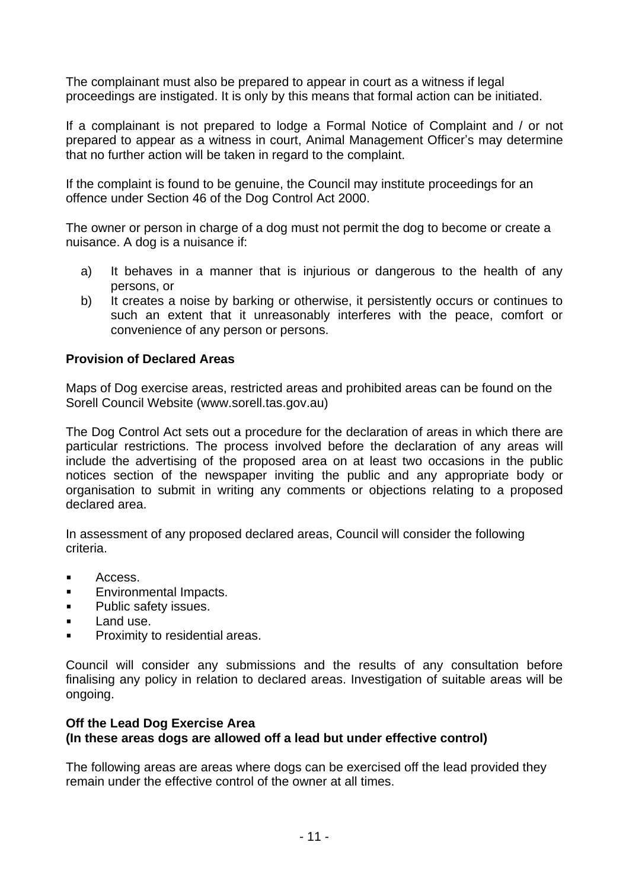The complainant must also be prepared to appear in court as a witness if legal proceedings are instigated. It is only by this means that formal action can be initiated.

If a complainant is not prepared to lodge a Formal Notice of Complaint and / or not prepared to appear as a witness in court, Animal Management Officer's may determine that no further action will be taken in regard to the complaint.

If the complaint is found to be genuine, the Council may institute proceedings for an offence under Section 46 of the Dog Control Act 2000.

The owner or person in charge of a dog must not permit the dog to become or create a nuisance. A dog is a nuisance if:

a) It behaves in a manner that is injurious or dangerous to the health of any persons, or
b) It creates a noise by barking or otherwise, it persistently occurs or continues to such an extent that it unreasonably interferes with the peace, comfort or convenience of any person or persons.

**Provision of Declared Areas**

Maps of Dog exercise areas, restricted areas and prohibited areas can be found on the Sorell Council Website (www.sorell.tas.gov.au)

The Dog Control Act sets out a procedure for the declaration of areas in which there are particular restrictions. The process involved before the declaration of any areas will include the advertising of the proposed area on at least two occasions in the public notices section of the newspaper inviting the public and any appropriate body or organisation to submit in writing any comments or objections relating to a proposed declared area.

In assessment of any proposed declared areas, Council will consider the following criteria.

- Access.
- Environmental Impacts.
- Public safety issues.
- Land use.
- Proximity to residential areas.

Council will consider any submissions and the results of any consultation before finalising any policy in relation to declared areas. Investigation of suitable areas will be ongoing.

**Off the Lead Dog Exercise Area**
**(In these areas dogs are allowed off a lead but under effective control)**

The following areas are areas where dogs can be exercised off the lead provided they remain under the effective control of the owner at all times.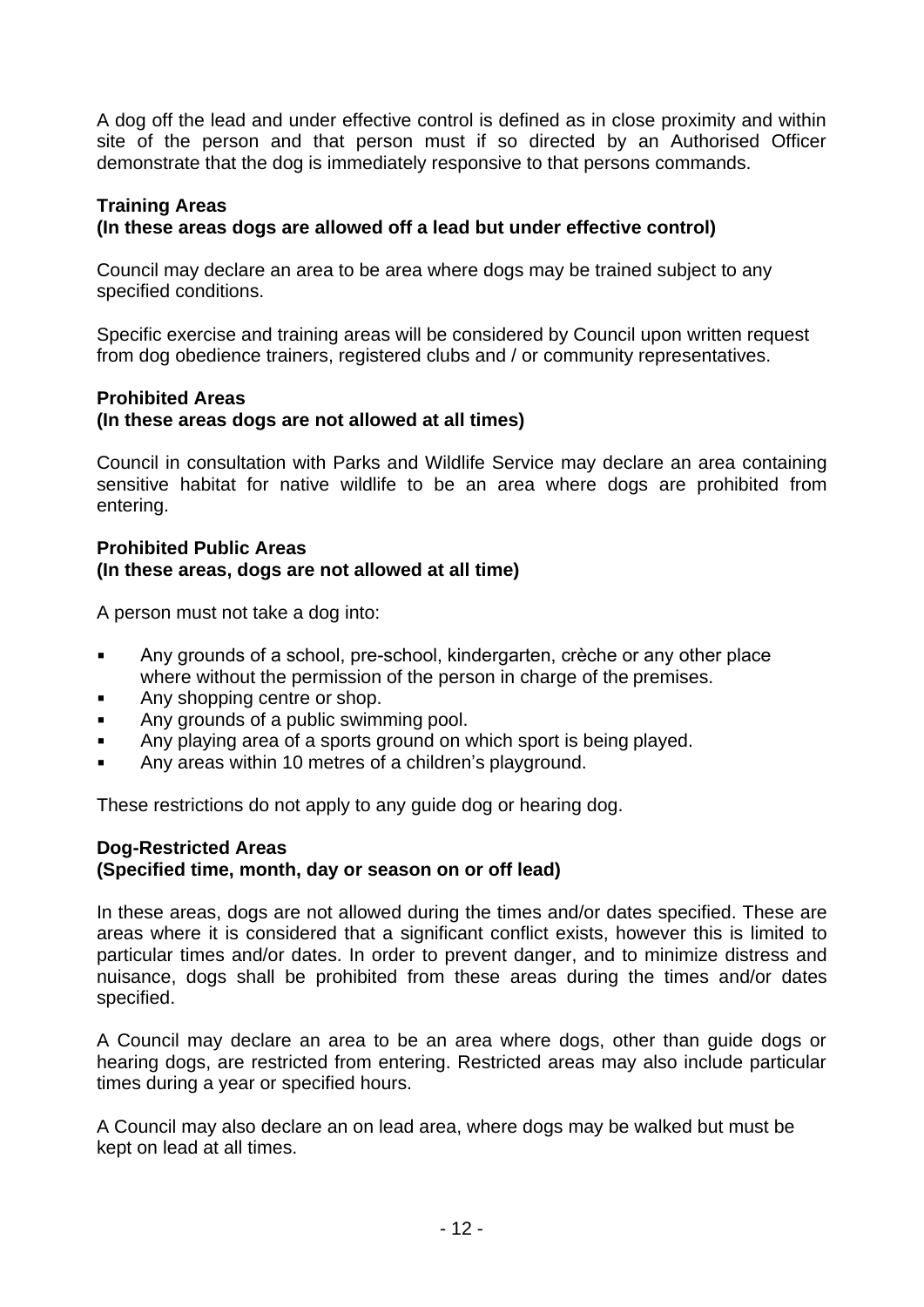A dog off the lead and under effective control is defined as in close proximity and within site of the person and that person must if so directed by an Authorised Officer demonstrate that the dog is immediately responsive to that persons commands.

**Training Areas**
**(In these areas dogs are allowed off a lead but under effective control)**

Council may declare an area to be area where dogs may be trained subject to any specified conditions.

Specific exercise and training areas will be considered by Council upon written request from dog obedience trainers, registered clubs and / or community representatives.

**Prohibited Areas**
**(In these areas dogs are not allowed at all times)**

Council in consultation with Parks and Wildlife Service may declare an area containing sensitive habitat for native wildlife to be an area where dogs are prohibited from entering.

**Prohibited Public Areas**
**(In these areas, dogs are not allowed at all time)**

A person must not take a dog into:

- Any grounds of a school, pre-school, kindergarten, crèche or any other place where without the permission of the person in charge of the premises.
- Any shopping centre or shop.
- Any grounds of a public swimming pool.
- Any playing area of a sports ground on which sport is being played.
- Any areas within 10 metres of a children's playground.

These restrictions do not apply to any guide dog or hearing dog.

**Dog-Restricted Areas**
**(Specified time, month, day or season on or off lead)**

In these areas, dogs are not allowed during the times and/or dates specified. These are areas where it is considered that a significant conflict exists, however this is limited to particular times and/or dates. In order to prevent danger, and to minimize distress and nuisance, dogs shall be prohibited from these areas during the times and/or dates specified.

A Council may declare an area to be an area where dogs, other than guide dogs or hearing dogs, are restricted from entering. Restricted areas may also include particular times during a year or specified hours.

A Council may also declare an on lead area, where dogs may be walked but must be kept on lead at all times.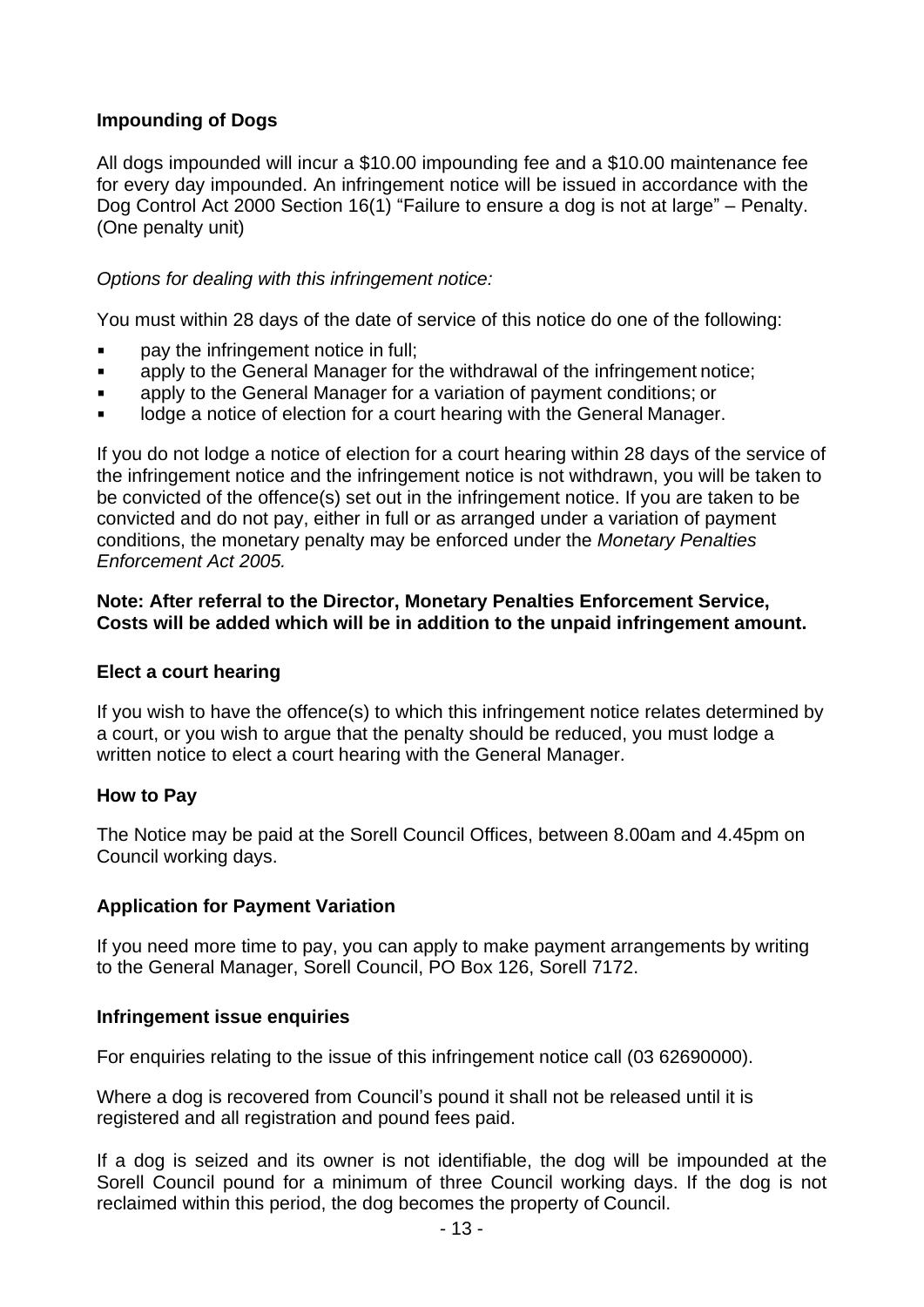**Impounding of Dogs**

All dogs impounded will incur a $10.00 impounding fee and a $10.00 maintenance fee for every day impounded. An infringement notice will be issued in accordance with the Dog Control Act 2000 Section 16(1) "Failure to ensure a dog is not at large" – Penalty. (One penalty unit)

*Options for dealing with this infringement notice:*

You must within 28 days of the date of service of this notice do one of the following:

- pay the infringement notice in full;
- apply to the General Manager for the withdrawal of the infringement notice;
- apply to the General Manager for a variation of payment conditions; or
- lodge a notice of election for a court hearing with the General Manager.

If you do not lodge a notice of election for a court hearing within 28 days of the service of the infringement notice and the infringement notice is not withdrawn, you will be taken to be convicted of the offence(s) set out in the infringement notice. If you are taken to be convicted and do not pay, either in full or as arranged under a variation of payment conditions, the monetary penalty may be enforced under the *Monetary Penalties Enforcement Act 2005.*

**Note: After referral to the Director, Monetary Penalties Enforcement Service, Costs will be added which will be in addition to the unpaid infringement amount.**

**Elect a court hearing**

If you wish to have the offence(s) to which this infringement notice relates determined by a court, or you wish to argue that the penalty should be reduced, you must lodge a written notice to elect a court hearing with the General Manager.

**How to Pay**

The Notice may be paid at the Sorell Council Offices, between 8.00am and 4.45pm on Council working days.

**Application for Payment Variation**

If you need more time to pay, you can apply to make payment arrangements by writing to the General Manager, Sorell Council, PO Box 126, Sorell 7172.

**Infringement issue enquiries**

For enquiries relating to the issue of this infringement notice call (03 62690000).

Where a dog is recovered from Council's pound it shall not be released until it is registered and all registration and pound fees paid.

If a dog is seized and its owner is not identifiable, the dog will be impounded at the Sorell Council pound for a minimum of three Council working days. If the dog is not reclaimed within this period, the dog becomes the property of Council.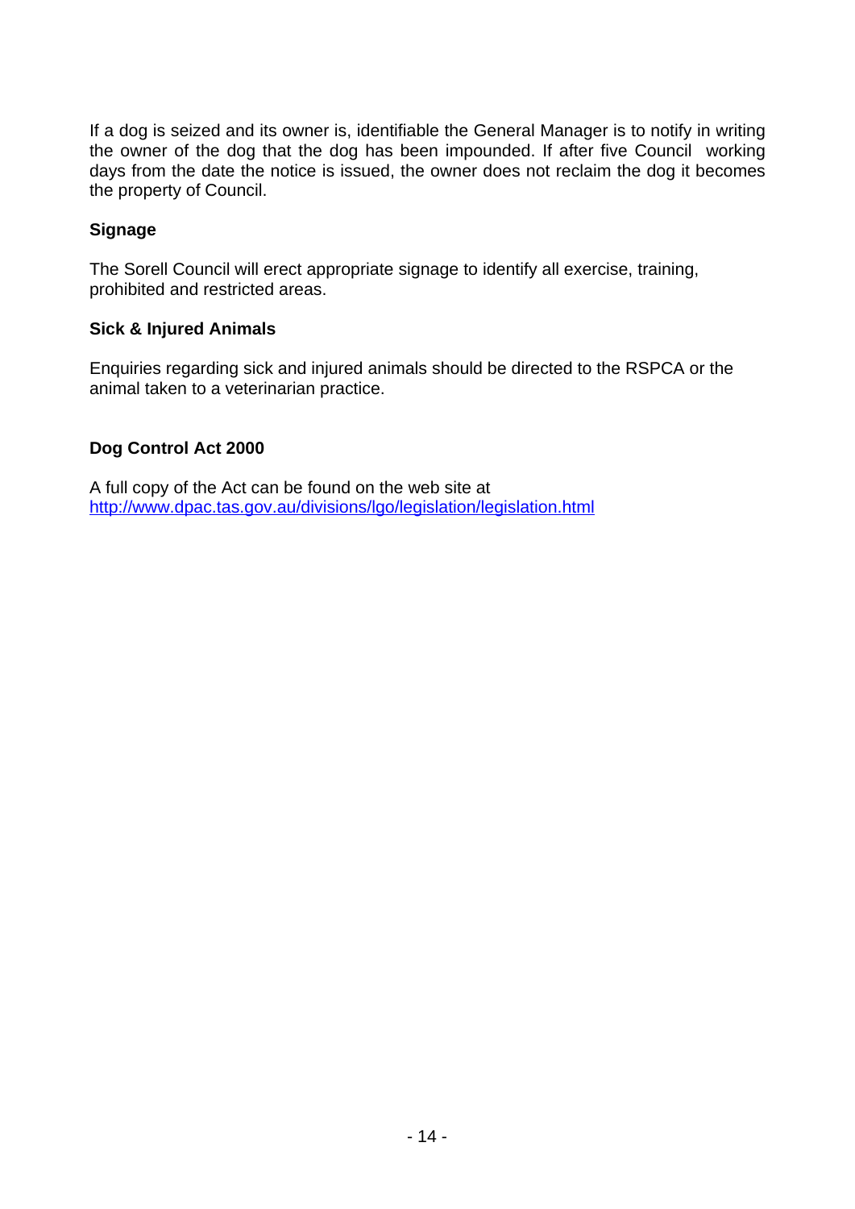If a dog is seized and its owner is, identifiable the General Manager is to notify in writing the owner of the dog that the dog has been impounded. If after five Council working days from the date the notice is issued, the owner does not reclaim the dog it becomes the property of Council.

**Signage**

The Sorell Council will erect appropriate signage to identify all exercise, training, prohibited and restricted areas.

**Sick & Injured Animals**

Enquiries regarding sick and injured animals should be directed to the RSPCA or the animal taken to a veterinarian practice.

**Dog Control Act 2000**

A full copy of the Act can be found on the web site at
http://www.dpac.tas.gov.au/divisions/lgo/legislation/legislation.html